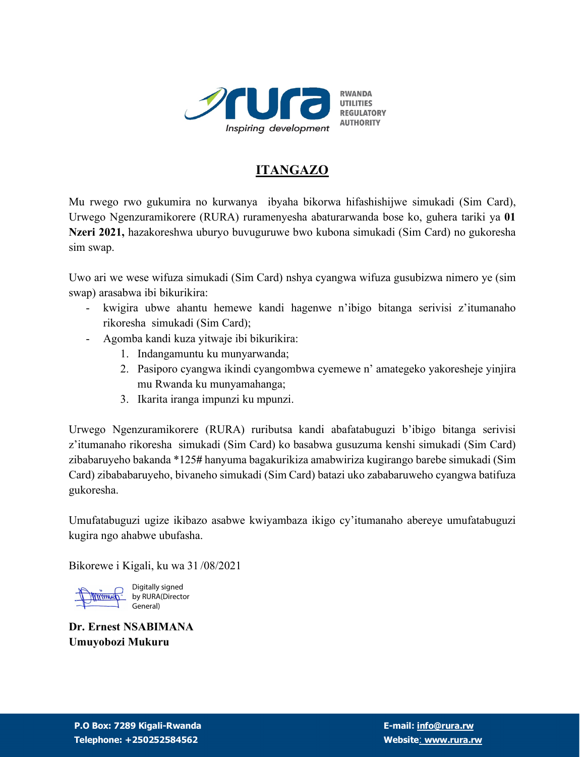RWANDA UTILITIES REGULATORY AUTHORITY

Inspiring development

# ITANGAZO

Mu rwego rwo gukumira no kurwanya ibyaha bikorwa hifashishijwe simukadi (Sim Card), Urwego Ngenzuramikorere (RURA) ruramenyesha abaturarwanda bose ko, guhera tariki ya **01 Nzeri 2021,** hazakoreshwa uburyo buvuguruwe bwo kubona simukadi (Sim Card) no gukoresha sim swap.

Uwo ari we wese wifuza simukadi (Sim Card) nshya cyangwa wifuza gusubizwa nimero ye (sim swap) arasabwa ibi bikurikira:

- kwigira ubwe ahantu hemewe kandi hagenwe n'ibigo bitanga serivisi z'itumanaho rikoresha simukadi (Sim Card);
- Agomba kandi kuza yitwaje ibi bikurikira:
  1. Indangamuntu ku munyarwanda;
  2. Pasiporo cyangwa ikindi cyangombwa cyemewe n' amategeko yakoresheje yinjira mu Rwanda ku munyamahanga;
  3. Ikarita iranga impunzi ku mpunzi.

Urwego Ngenzuramikorere (RURA) ruributsa kandi abafatabuguzi b'ibigo bitanga serivisi z'itumanaho rikoresha simukadi (Sim Card) ko basabwa gusuzuma kenshi simukadi (Sim Card) zibabaruyeho bakanda *125# hanyuma bagakurikiza amabwiriza kugirango barebe simukadi (Sim Card) zibababaruyeho, bivaneho simukadi (Sim Card) batazi uko zababaruweho cyangwa batifuza gukoresha.

Umufatabuguzi ugize ikibazo asabwe kwiyambaza ikigo cy'itumanaho abereye umufatabuguzi kugira ngo ahabwe ubufasha.

Bikorewe i Kigali, ku wa 31 /08/2021

Digitally signed by RURA(Director General)

**Dr. Ernest NSABIMANA**
**Umuyobozi Mukuru**

P.O Box: 7289 Kigali-Rwanda
Telephone: +250252584562

E-mail: info@rura.rw
Website: www.rura.rw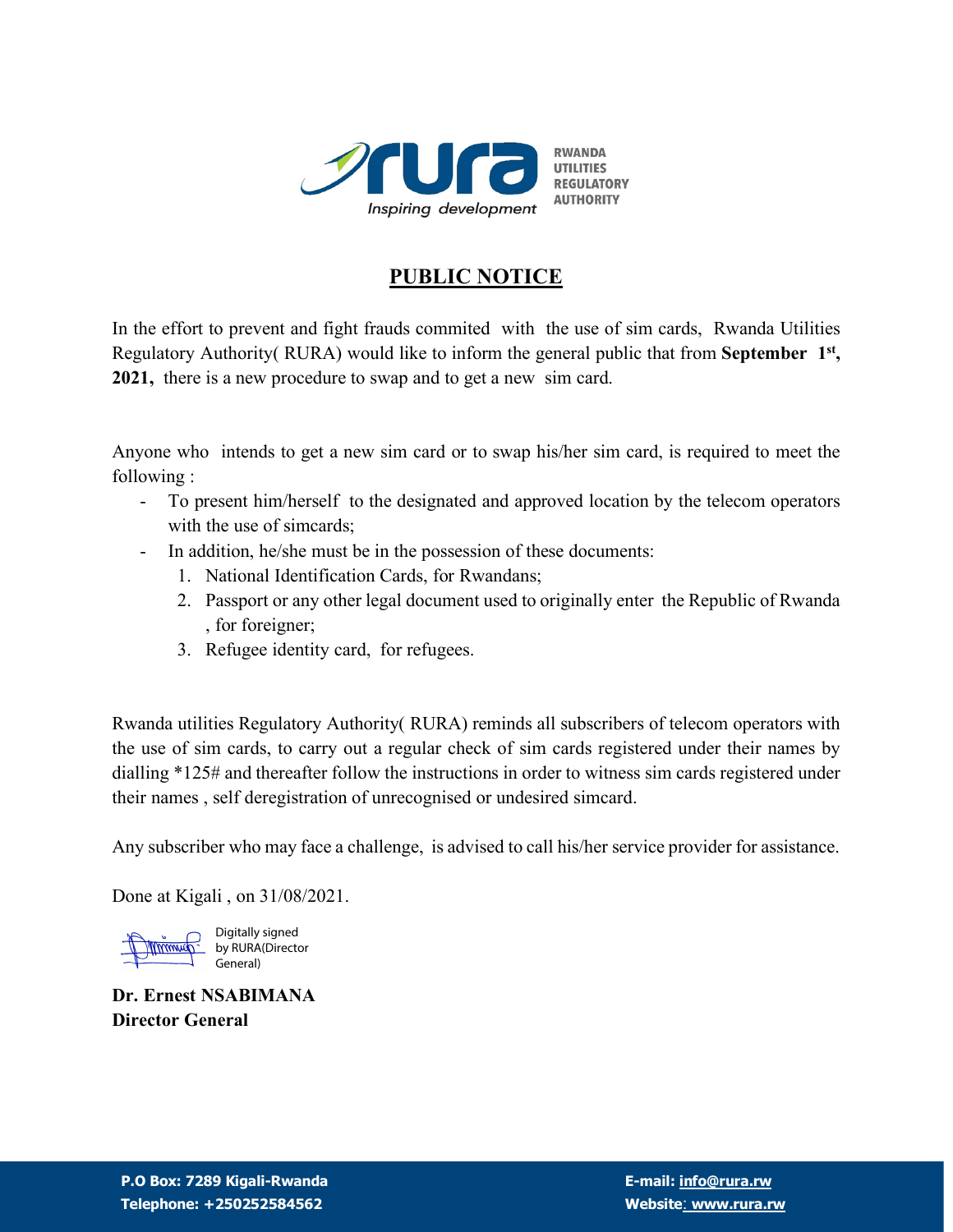RWANDA UTILITIES REGULATORY AUTHORITY

Inspiring development

# PUBLIC NOTICE

In the effort to prevent and fight frauds commited with the use of sim cards, Rwanda Utilities Regulatory Authority( RURA) would like to inform the general public that from **September 1st, 2021,** there is a new procedure to swap and to get a new sim card.

Anyone who intends to get a new sim card or to swap his/her sim card, is required to meet the following :

- To present him/herself to the designated and approved location by the telecom operators with the use of simcards;
- In addition, he/she must be in the possession of these documents:
  1. National Identification Cards, for Rwandans;
  2. Passport or any other legal document used to originally enter the Republic of Rwanda , for foreigner;
  3. Refugee identity card, for refugees.

Rwanda utilities Regulatory Authority( RURA) reminds all subscribers of telecom operators with the use of sim cards, to carry out a regular check of sim cards registered under their names by dialling *125# and thereafter follow the instructions in order to witness sim cards registered under their names , self deregistration of unrecognised or undesired simcard.

Any subscriber who may face a challenge, is advised to call his/her service provider for assistance.

Done at Kigali , on 31/08/2021.

Digitally signed by RURA(Director General)

**Dr. Ernest NSABIMANA**
**Director General**

**P.O Box: 7289 Kigali-Rwanda**
**Telephone: +250252584562**

**E-mail: info@rura.rw**
**Website: www.rura.rw**